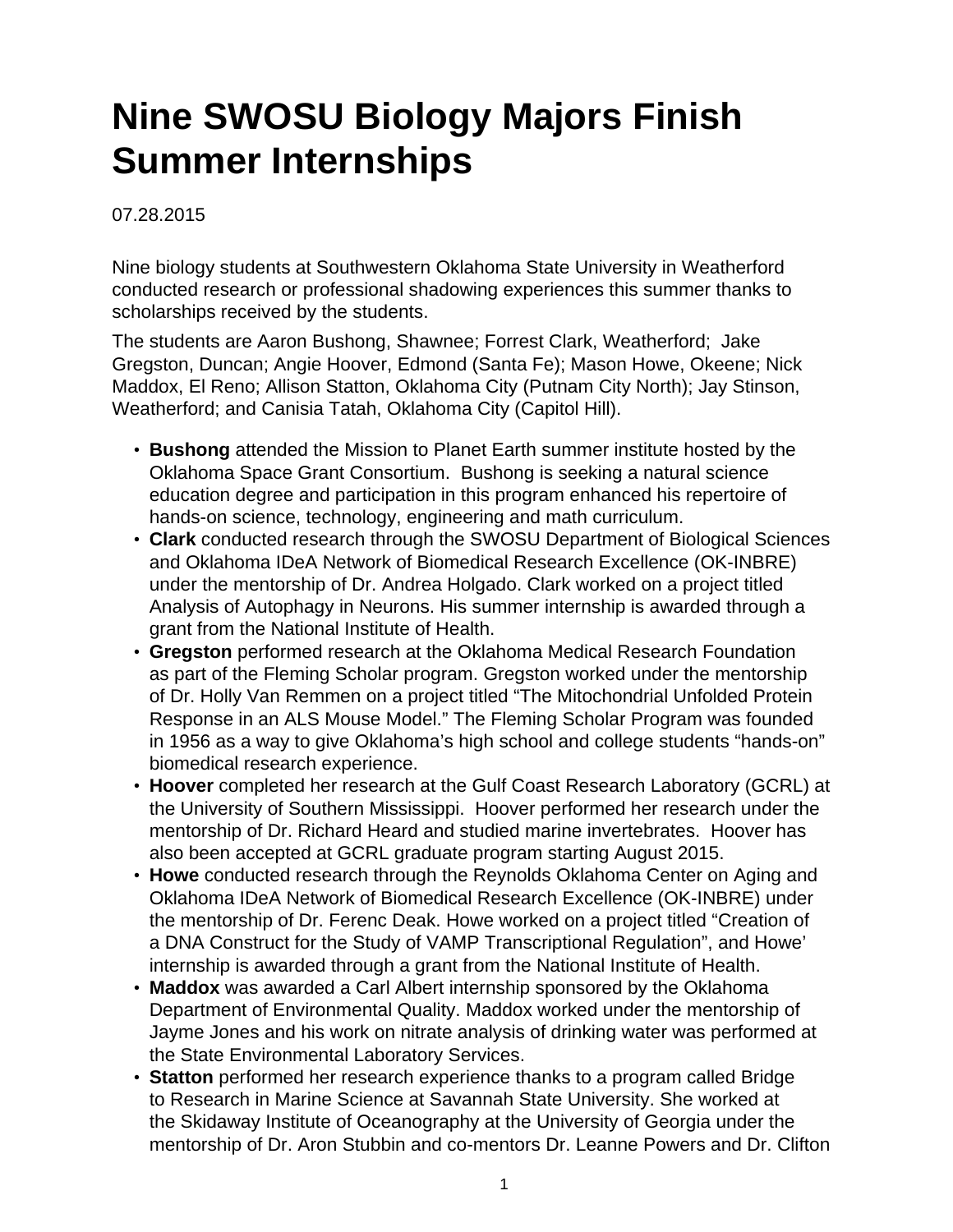# Nine SWOSU Biology Majors Finish Summer Internships

07.28.2015

Nine biology students at Southwestern Oklahoma State University in Weatherford conducted research or professional shadowing experiences this summer thanks to scholarships received by the students.

The students are Aaron Bushong, Shawnee; Forrest Clark, Weatherford; Jake Gregston, Duncan; Angie Hoover, Edmond (Santa Fe); Mason Howe, Okeene; Nick Maddox, El Reno; Allison Statton, Oklahoma City (Putnam City North); Jay Stinson, Weatherford; and Canisia Tatah, Oklahoma City (Capitol Hill).

- **Bushong** attended the Mission to Planet Earth summer institute hosted by the Oklahoma Space Grant Consortium. Bushong is seeking a natural science education degree and participation in this program enhanced his repertoire of hands-on science, technology, engineering and math curriculum.
- **Clark** conducted research through the SWOSU Department of Biological Sciences and Oklahoma IDeA Network of Biomedical Research Excellence (OK-INBRE) under the mentorship of Dr. Andrea Holgado. Clark worked on a project titled Analysis of Autophagy in Neurons. His summer internship is awarded through a grant from the National Institute of Health.
- **Gregston** performed research at the Oklahoma Medical Research Foundation as part of the Fleming Scholar program. Gregston worked under the mentorship of Dr. Holly Van Remmen on a project titled "The Mitochondrial Unfolded Protein Response in an ALS Mouse Model." The Fleming Scholar Program was founded in 1956 as a way to give Oklahoma's high school and college students "hands-on" biomedical research experience.
- **Hoover** completed her research at the Gulf Coast Research Laboratory (GCRL) at the University of Southern Mississippi. Hoover performed her research under the mentorship of Dr. Richard Heard and studied marine invertebrates. Hoover has also been accepted at GCRL graduate program starting August 2015.
- **Howe** conducted research through the Reynolds Oklahoma Center on Aging and Oklahoma IDeA Network of Biomedical Research Excellence (OK-INBRE) under the mentorship of Dr. Ferenc Deak. Howe worked on a project titled "Creation of a DNA Construct for the Study of VAMP Transcriptional Regulation", and Howe' internship is awarded through a grant from the National Institute of Health.
- **Maddox** was awarded a Carl Albert internship sponsored by the Oklahoma Department of Environmental Quality. Maddox worked under the mentorship of Jayme Jones and his work on nitrate analysis of drinking water was performed at the State Environmental Laboratory Services.
- **Statton** performed her research experience thanks to a program called Bridge to Research in Marine Science at Savannah State University. She worked at the Skidaway Institute of Oceanography at the University of Georgia under the mentorship of Dr. Aron Stubbin and co-mentors Dr. Leanne Powers and Dr. Clifton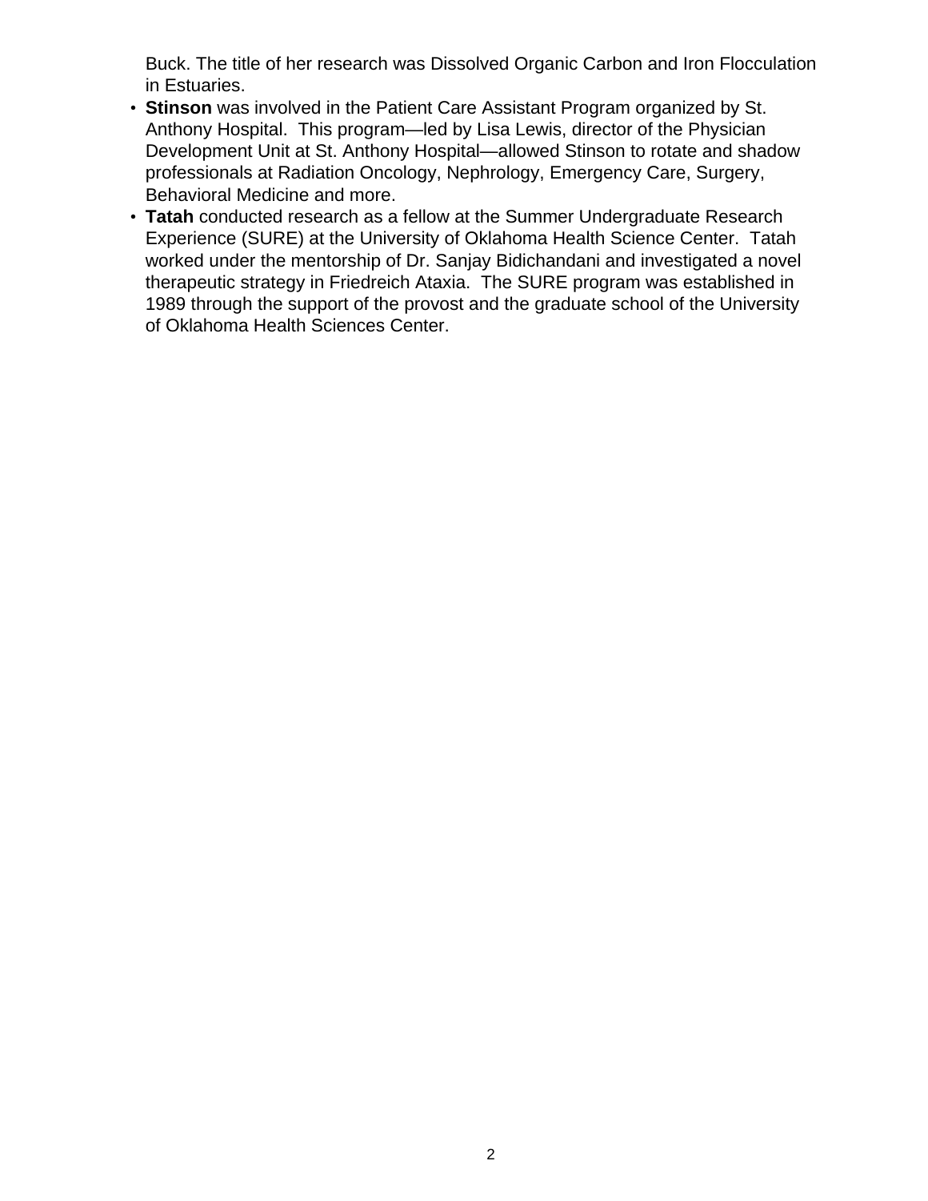Buck. The title of her research was Dissolved Organic Carbon and Iron Flocculation in Estuaries.

- **Stinson** was involved in the Patient Care Assistant Program organized by St. Anthony Hospital. This program—led by Lisa Lewis, director of the Physician Development Unit at St. Anthony Hospital—allowed Stinson to rotate and shadow professionals at Radiation Oncology, Nephrology, Emergency Care, Surgery, Behavioral Medicine and more.
- **Tatah** conducted research as a fellow at the Summer Undergraduate Research Experience (SURE) at the University of Oklahoma Health Science Center. Tatah worked under the mentorship of Dr. Sanjay Bidichandani and investigated a novel therapeutic strategy in Friedreich Ataxia. The SURE program was established in 1989 through the support of the provost and the graduate school of the University of Oklahoma Health Sciences Center.